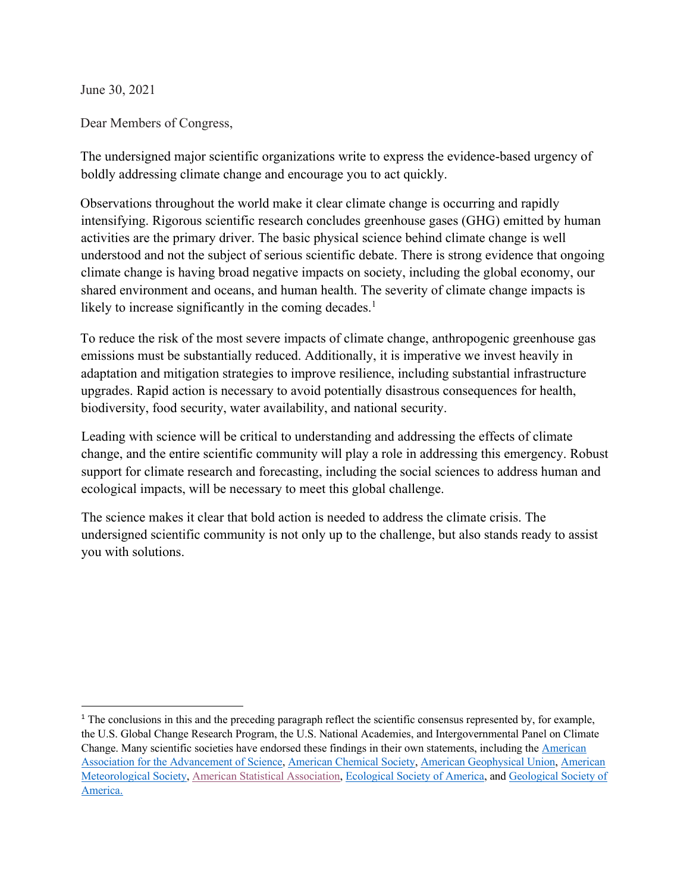June 30, 2021

Dear Members of Congress,

The undersigned major scientific organizations write to express the evidence-based urgency of boldly addressing climate change and encourage you to act quickly.

Observations throughout the world make it clear climate change is occurring and rapidly intensifying. Rigorous scientific research concludes greenhouse gases (GHG) emitted by human activities are the primary driver. The basic physical science behind climate change is well understood and not the subject of serious scientific debate. There is strong evidence that ongoing climate change is having broad negative impacts on society, including the global economy, our shared environment and oceans, and human health. The severity of climate change impacts is likely to increase significantly in the coming decades.[1]

To reduce the risk of the most severe impacts of climate change, anthropogenic greenhouse gas emissions must be substantially reduced. Additionally, it is imperative we invest heavily in adaptation and mitigation strategies to improve resilience, including substantial infrastructure upgrades. Rapid action is necessary to avoid potentially disastrous consequences for health, biodiversity, food security, water availability, and national security.

Leading with science will be critical to understanding and addressing the effects of climate change, and the entire scientific community will play a role in addressing this emergency. Robust support for climate research and forecasting, including the social sciences to address human and ecological impacts, will be necessary to meet this global challenge.

The science makes it clear that bold action is needed to address the climate crisis. The undersigned scientific community is not only up to the challenge, but also stands ready to assist you with solutions.

---

[1] The conclusions in this and the preceding paragraph reflect the scientific consensus represented by, for example, the U.S. Global Change Research Program, the U.S. National Academies, and Intergovernmental Panel on Climate Change. Many scientific societies have endorsed these findings in their own statements, including the American Association for the Advancement of Science, American Chemical Society, American Geophysical Union, American Meteorological Society, American Statistical Association, Ecological Society of America, and Geological Society of America.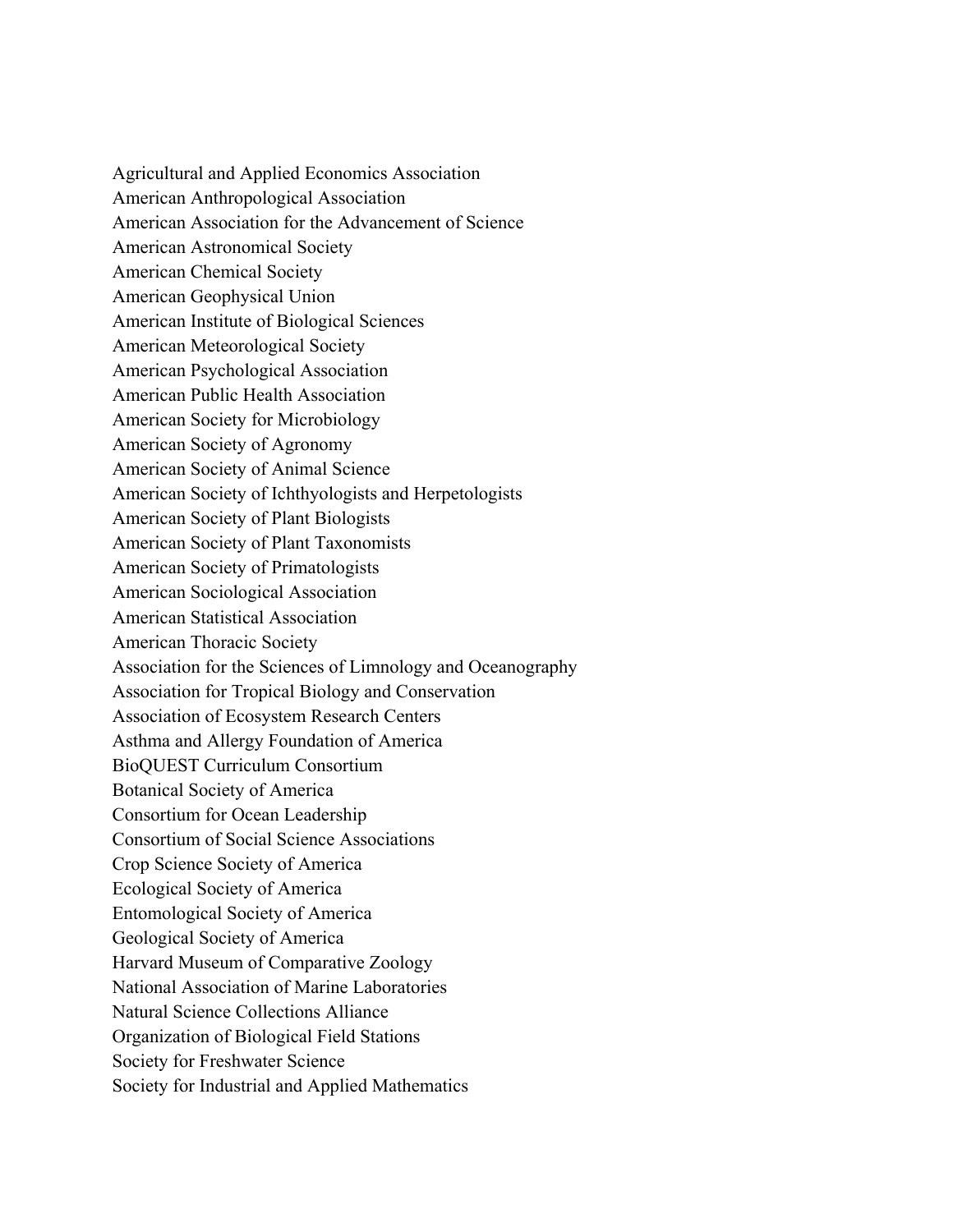Agricultural and Applied Economics Association
American Anthropological Association
American Association for the Advancement of Science
American Astronomical Society
American Chemical Society
American Geophysical Union
American Institute of Biological Sciences
American Meteorological Society
American Psychological Association
American Public Health Association
American Society for Microbiology
American Society of Agronomy
American Society of Animal Science
American Society of Ichthyologists and Herpetologists
American Society of Plant Biologists
American Society of Plant Taxonomists
American Society of Primatologists
American Sociological Association
American Statistical Association
American Thoracic Society
Association for the Sciences of Limnology and Oceanography
Association for Tropical Biology and Conservation
Association of Ecosystem Research Centers
Asthma and Allergy Foundation of America
BioQUEST Curriculum Consortium
Botanical Society of America
Consortium for Ocean Leadership
Consortium of Social Science Associations
Crop Science Society of America
Ecological Society of America
Entomological Society of America
Geological Society of America
Harvard Museum of Comparative Zoology
National Association of Marine Laboratories
Natural Science Collections Alliance
Organization of Biological Field Stations
Society for Freshwater Science
Society for Industrial and Applied Mathematics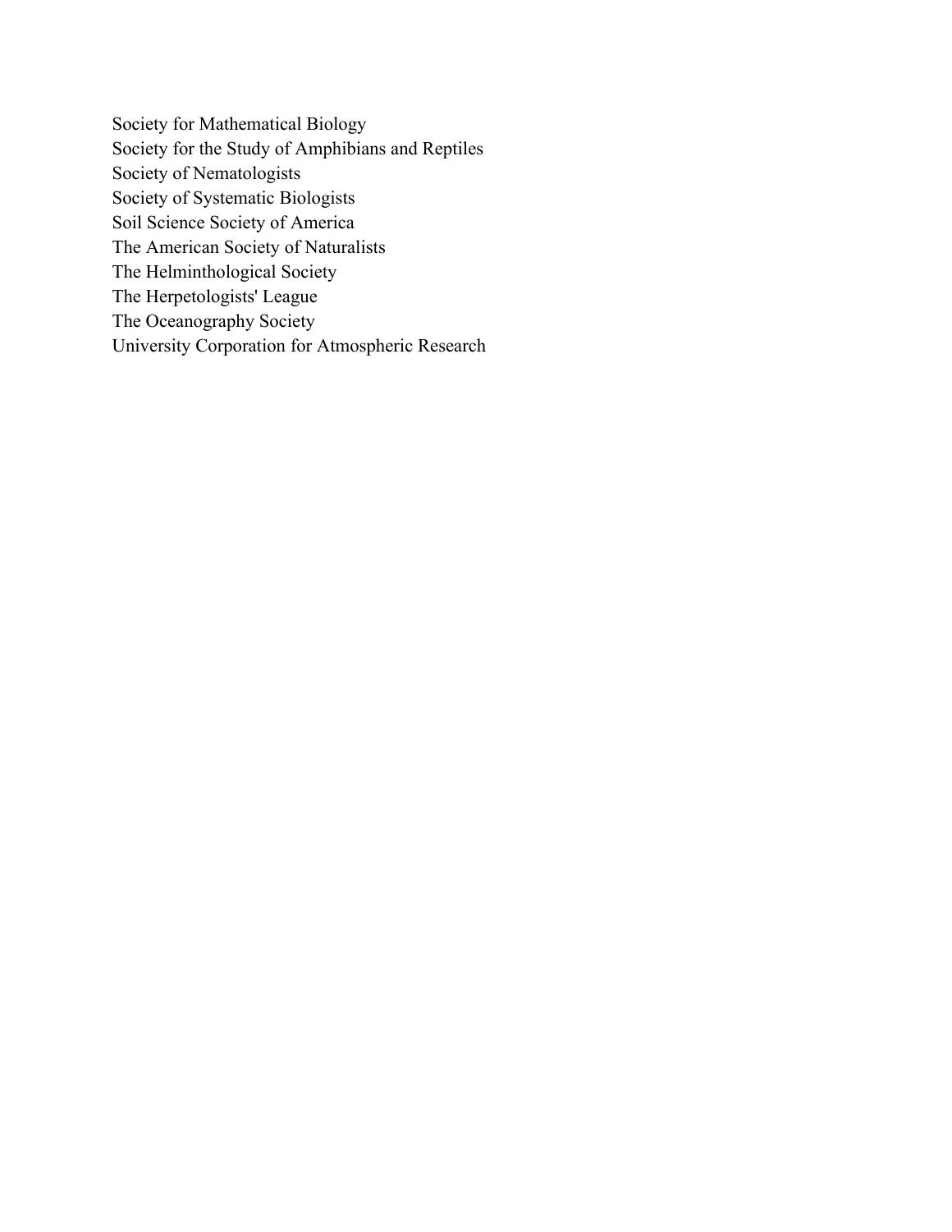Society for Mathematical Biology
Society for the Study of Amphibians and Reptiles
Society of Nematologists
Society of Systematic Biologists
Soil Science Society of America
The American Society of Naturalists
The Helminthological Society
The Herpetologists' League
The Oceanography Society
University Corporation for Atmospheric Research